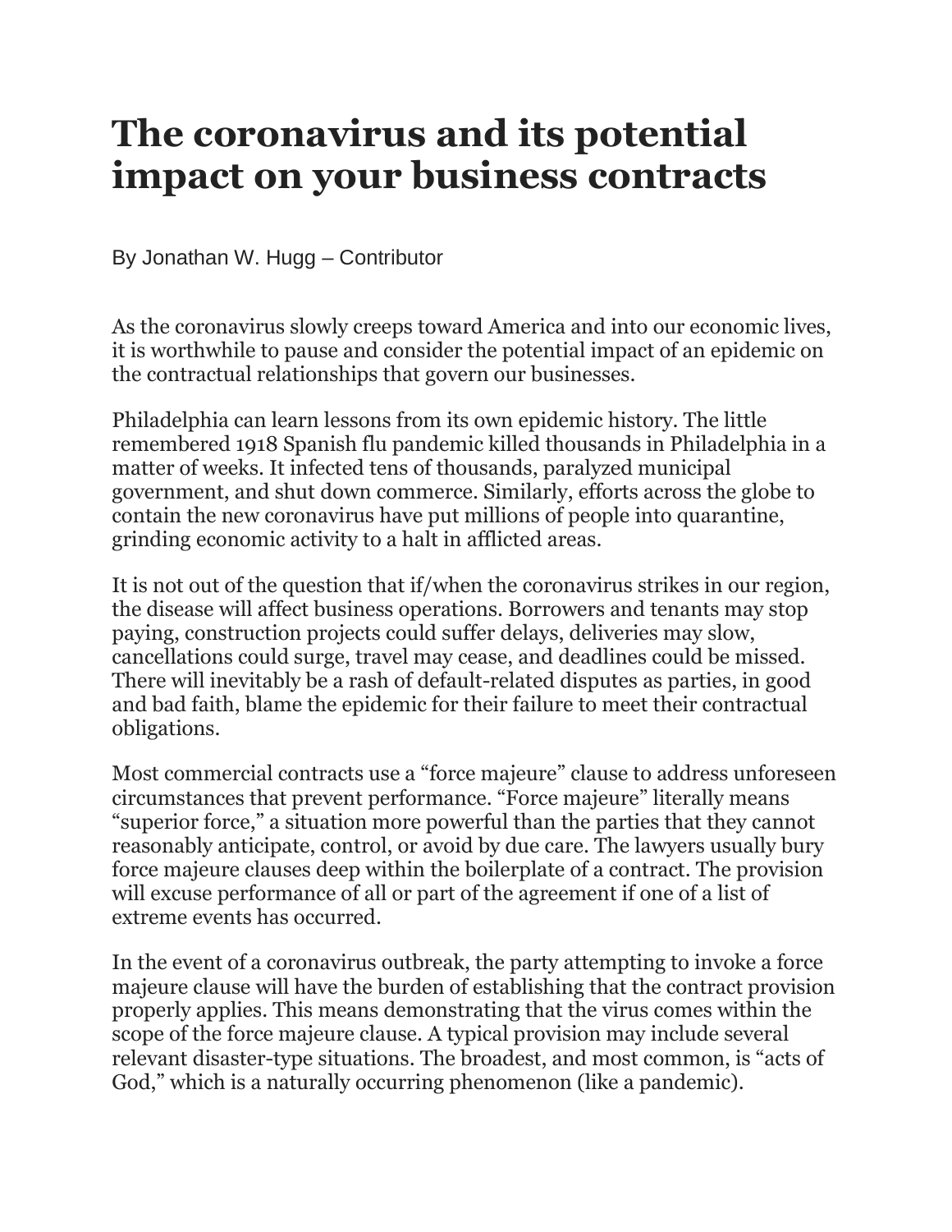# The coronavirus and its potential impact on your business contracts

By Jonathan W. Hugg – Contributor

As the coronavirus slowly creeps toward America and into our economic lives, it is worthwhile to pause and consider the potential impact of an epidemic on the contractual relationships that govern our businesses.

Philadelphia can learn lessons from its own epidemic history. The little remembered 1918 Spanish flu pandemic killed thousands in Philadelphia in a matter of weeks. It infected tens of thousands, paralyzed municipal government, and shut down commerce. Similarly, efforts across the globe to contain the new coronavirus have put millions of people into quarantine, grinding economic activity to a halt in afflicted areas.

It is not out of the question that if/when the coronavirus strikes in our region, the disease will affect business operations. Borrowers and tenants may stop paying, construction projects could suffer delays, deliveries may slow, cancellations could surge, travel may cease, and deadlines could be missed. There will inevitably be a rash of default-related disputes as parties, in good and bad faith, blame the epidemic for their failure to meet their contractual obligations.

Most commercial contracts use a "force majeure" clause to address unforeseen circumstances that prevent performance. "Force majeure" literally means "superior force," a situation more powerful than the parties that they cannot reasonably anticipate, control, or avoid by due care. The lawyers usually bury force majeure clauses deep within the boilerplate of a contract. The provision will excuse performance of all or part of the agreement if one of a list of extreme events has occurred.

In the event of a coronavirus outbreak, the party attempting to invoke a force majeure clause will have the burden of establishing that the contract provision properly applies. This means demonstrating that the virus comes within the scope of the force majeure clause. A typical provision may include several relevant disaster-type situations. The broadest, and most common, is "acts of God," which is a naturally occurring phenomenon (like a pandemic).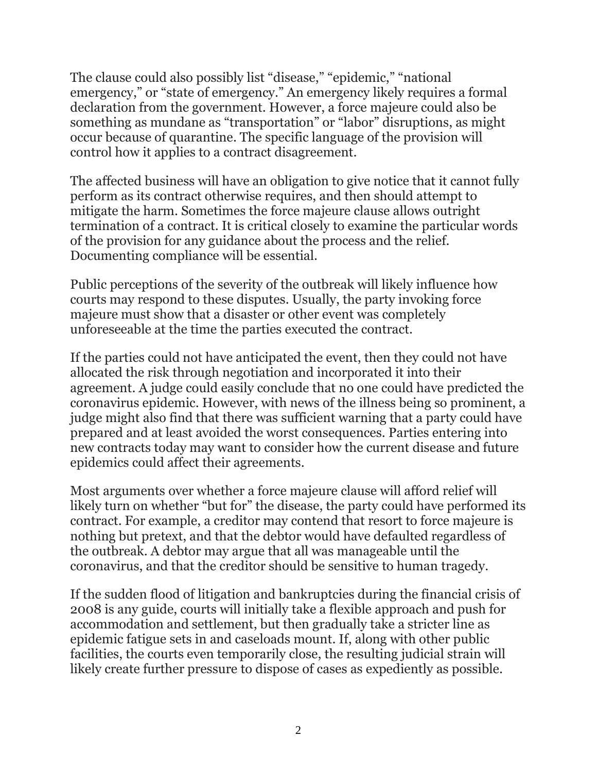The clause could also possibly list "disease," "epidemic," "national emergency," or "state of emergency." An emergency likely requires a formal declaration from the government. However, a force majeure could also be something as mundane as "transportation" or "labor" disruptions, as might occur because of quarantine. The specific language of the provision will control how it applies to a contract disagreement.

The affected business will have an obligation to give notice that it cannot fully perform as its contract otherwise requires, and then should attempt to mitigate the harm. Sometimes the force majeure clause allows outright termination of a contract. It is critical closely to examine the particular words of the provision for any guidance about the process and the relief. Documenting compliance will be essential.

Public perceptions of the severity of the outbreak will likely influence how courts may respond to these disputes. Usually, the party invoking force majeure must show that a disaster or other event was completely unforeseeable at the time the parties executed the contract.

If the parties could not have anticipated the event, then they could not have allocated the risk through negotiation and incorporated it into their agreement. A judge could easily conclude that no one could have predicted the coronavirus epidemic. However, with news of the illness being so prominent, a judge might also find that there was sufficient warning that a party could have prepared and at least avoided the worst consequences. Parties entering into new contracts today may want to consider how the current disease and future epidemics could affect their agreements.

Most arguments over whether a force majeure clause will afford relief will likely turn on whether "but for" the disease, the party could have performed its contract. For example, a creditor may contend that resort to force majeure is nothing but pretext, and that the debtor would have defaulted regardless of the outbreak. A debtor may argue that all was manageable until the coronavirus, and that the creditor should be sensitive to human tragedy.

If the sudden flood of litigation and bankruptcies during the financial crisis of 2008 is any guide, courts will initially take a flexible approach and push for accommodation and settlement, but then gradually take a stricter line as epidemic fatigue sets in and caseloads mount. If, along with other public facilities, the courts even temporarily close, the resulting judicial strain will likely create further pressure to dispose of cases as expediently as possible.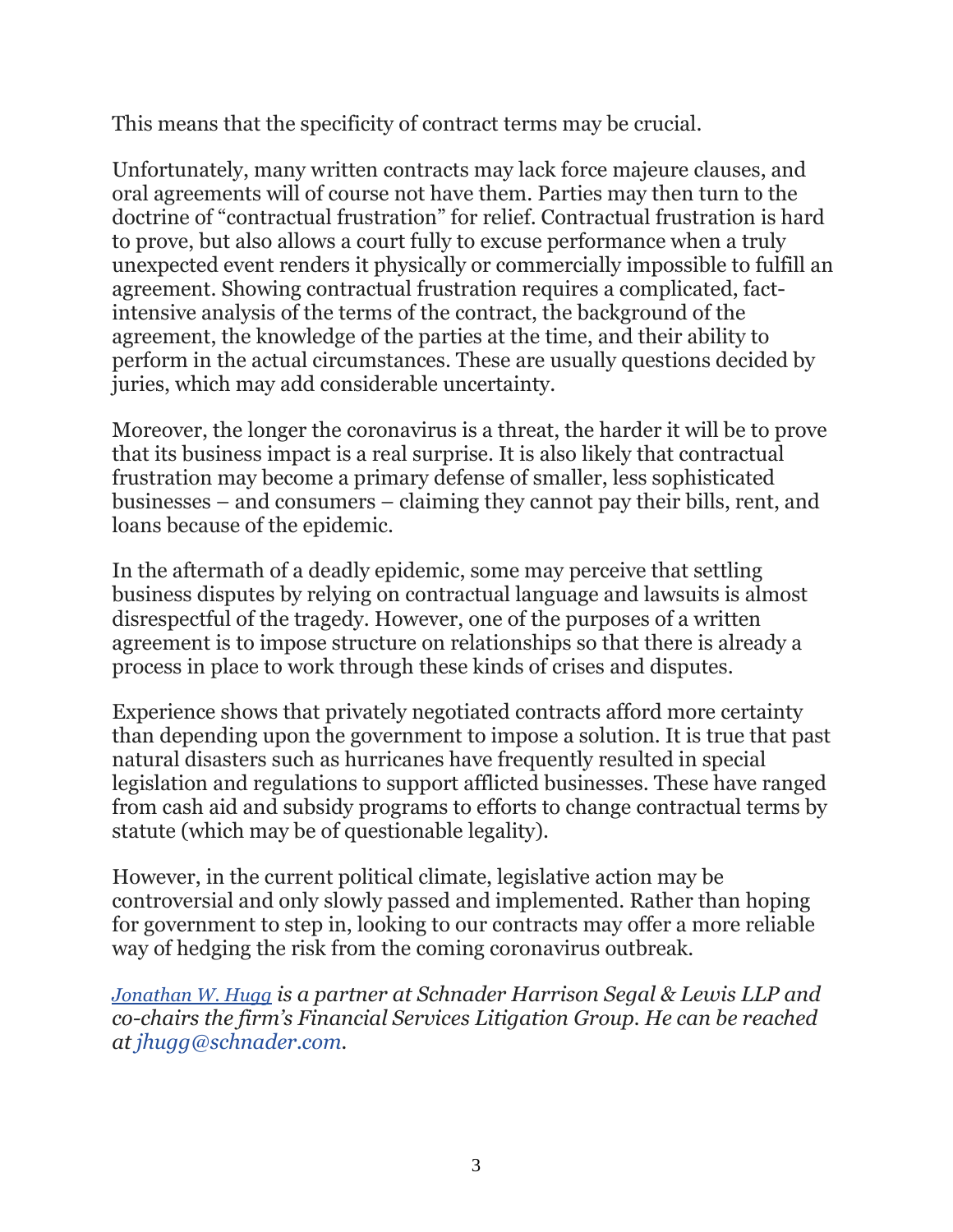This means that the specificity of contract terms may be crucial.

Unfortunately, many written contracts may lack force majeure clauses, and oral agreements will of course not have them. Parties may then turn to the doctrine of "contractual frustration" for relief. Contractual frustration is hard to prove, but also allows a court fully to excuse performance when a truly unexpected event renders it physically or commercially impossible to fulfill an agreement. Showing contractual frustration requires a complicated, fact-intensive analysis of the terms of the contract, the background of the agreement, the knowledge of the parties at the time, and their ability to perform in the actual circumstances. These are usually questions decided by juries, which may add considerable uncertainty.

Moreover, the longer the coronavirus is a threat, the harder it will be to prove that its business impact is a real surprise. It is also likely that contractual frustration may become a primary defense of smaller, less sophisticated businesses – and consumers – claiming they cannot pay their bills, rent, and loans because of the epidemic.

In the aftermath of a deadly epidemic, some may perceive that settling business disputes by relying on contractual language and lawsuits is almost disrespectful of the tragedy. However, one of the purposes of a written agreement is to impose structure on relationships so that there is already a process in place to work through these kinds of crises and disputes.

Experience shows that privately negotiated contracts afford more certainty than depending upon the government to impose a solution. It is true that past natural disasters such as hurricanes have frequently resulted in special legislation and regulations to support afflicted businesses. These have ranged from cash aid and subsidy programs to efforts to change contractual terms by statute (which may be of questionable legality).

However, in the current political climate, legislative action may be controversial and only slowly passed and implemented. Rather than hoping for government to step in, looking to our contracts may offer a more reliable way of hedging the risk from the coming coronavirus outbreak.

*Jonathan W. Hugg is a partner at Schnader Harrison Segal & Lewis LLP and co-chairs the firm's Financial Services Litigation Group. He can be reached at jhugg@schnader.com.*